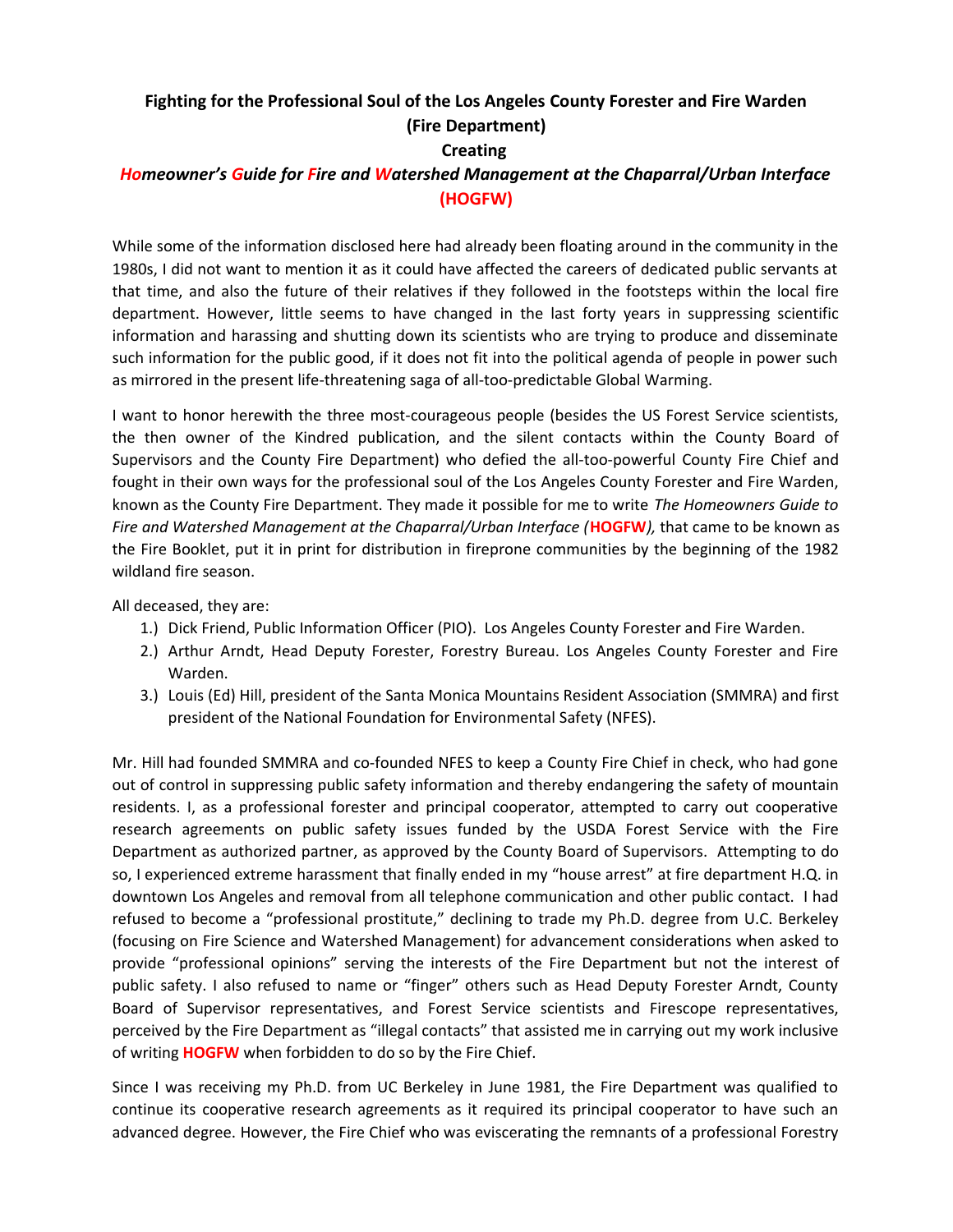# Fighting for the Professional Soul of the Los Angeles County Forester and Fire Warden (Fire Department)

## Creating

## *Homeowner's Guide for Fire and Watershed Management at the Chaparral/Urban Interface* **(HOGFW)**

While some of the information disclosed here had already been floating around in the community in the 1980s, I did not want to mention it as it could have affected the careers of dedicated public servants at that time, and also the future of their relatives if they followed in the footsteps within the local fire department. However, little seems to have changed in the last forty years in suppressing scientific information and harassing and shutting down its scientists who are trying to produce and disseminate such information for the public good, if it does not fit into the political agenda of people in power such as mirrored in the present life-threatening saga of all-too-predictable Global Warming.

I want to honor herewith the three most-courageous people (besides the US Forest Service scientists, the then owner of the Kindred publication, and the silent contacts within the County Board of Supervisors and the County Fire Department) who defied the all-too-powerful County Fire Chief and fought in their own ways for the professional soul of the Los Angeles County Forester and Fire Warden, known as the County Fire Department. They made it possible for me to write *The Homeowners Guide to Fire and Watershed Management at the Chaparral/Urban Interface (***HOGFW***),* that came to be known as the Fire Booklet, put it in print for distribution in fireprone communities by the beginning of the 1982 wildland fire season.

All deceased, they are:

1.) Dick Friend, Public Information Officer (PIO). Los Angeles County Forester and Fire Warden.
2.) Arthur Arndt, Head Deputy Forester, Forestry Bureau. Los Angeles County Forester and Fire Warden.
3.) Louis (Ed) Hill, president of the Santa Monica Mountains Resident Association (SMMRA) and first president of the National Foundation for Environmental Safety (NFES).

Mr. Hill had founded SMMRA and co-founded NFES to keep a County Fire Chief in check, who had gone out of control in suppressing public safety information and thereby endangering the safety of mountain residents. I, as a professional forester and principal cooperator, attempted to carry out cooperative research agreements on public safety issues funded by the USDA Forest Service with the Fire Department as authorized partner, as approved by the County Board of Supervisors. Attempting to do so, I experienced extreme harassment that finally ended in my "house arrest" at fire department H.Q. in downtown Los Angeles and removal from all telephone communication and other public contact. I had refused to become a "professional prostitute," declining to trade my Ph.D. degree from U.C. Berkeley (focusing on Fire Science and Watershed Management) for advancement considerations when asked to provide "professional opinions" serving the interests of the Fire Department but not the interest of public safety. I also refused to name or "finger" others such as Head Deputy Forester Arndt, County Board of Supervisor representatives, and Forest Service scientists and Firescope representatives, perceived by the Fire Department as "illegal contacts" that assisted me in carrying out my work inclusive of writing **HOGFW** when forbidden to do so by the Fire Chief.

Since I was receiving my Ph.D. from UC Berkeley in June 1981, the Fire Department was qualified to continue its cooperative research agreements as it required its principal cooperator to have such an advanced degree. However, the Fire Chief who was eviscerating the remnants of a professional Forestry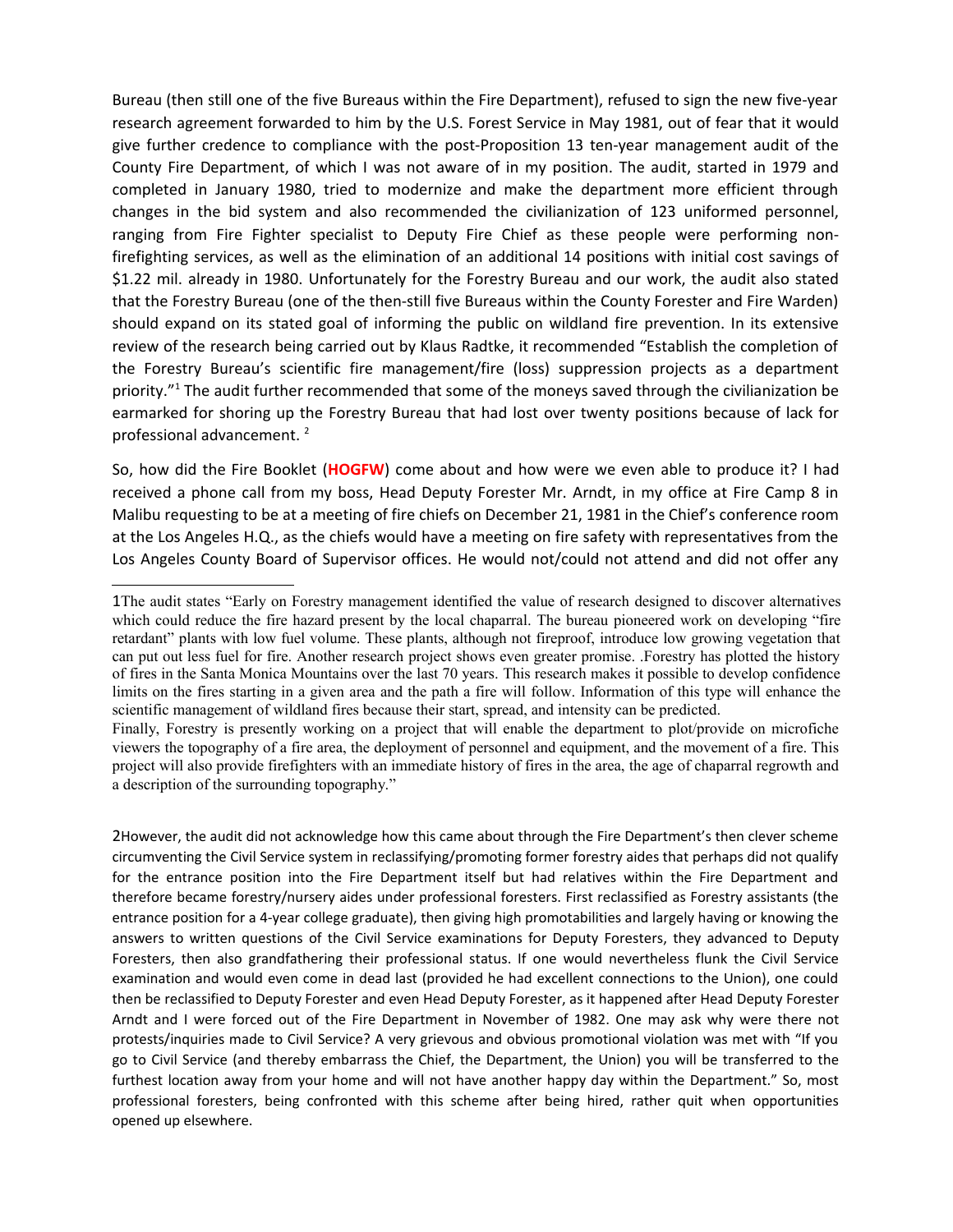Bureau (then still one of the five Bureaus within the Fire Department), refused to sign the new five-year research agreement forwarded to him by the U.S. Forest Service in May 1981, out of fear that it would give further credence to compliance with the post-Proposition 13 ten-year management audit of the County Fire Department, of which I was not aware of in my position. The audit, started in 1979 and completed in January 1980, tried to modernize and make the department more efficient through changes in the bid system and also recommended the civilianization of 123 uniformed personnel, ranging from Fire Fighter specialist to Deputy Fire Chief as these people were performing non-firefighting services, as well as the elimination of an additional 14 positions with initial cost savings of $1.22 mil. already in 1980. Unfortunately for the Forestry Bureau and our work, the audit also stated that the Forestry Bureau (one of the then-still five Bureaus within the County Forester and Fire Warden) should expand on its stated goal of informing the public on wildland fire prevention. In its extensive review of the research being carried out by Klaus Radtke, it recommended "Establish the completion of the Forestry Bureau's scientific fire management/fire (loss) suppression projects as a department priority."[1] The audit further recommended that some of the moneys saved through the civilianization be earmarked for shoring up the Forestry Bureau that had lost over twenty positions because of lack for professional advancement. [2]

So, how did the Fire Booklet (**HOGFW**) come about and how were we even able to produce it? I had received a phone call from my boss, Head Deputy Forester Mr. Arndt, in my office at Fire Camp 8 in Malibu requesting to be at a meeting of fire chiefs on December 21, 1981 in the Chief's conference room at the Los Angeles H.Q., as the chiefs would have a meeting on fire safety with representatives from the Los Angeles County Board of Supervisor offices. He would not/could not attend and did not offer any

---

1The audit states "Early on Forestry management identified the value of research designed to discover alternatives which could reduce the fire hazard present by the local chaparral. The bureau pioneered work on developing "fire retardant" plants with low fuel volume. These plants, although not fireproof, introduce low growing vegetation that can put out less fuel for fire. Another research project shows even greater promise. .Forestry has plotted the history of fires in the Santa Monica Mountains over the last 70 years. This research makes it possible to develop confidence limits on the fires starting in a given area and the path a fire will follow. Information of this type will enhance the scientific management of wildland fires because their start, spread, and intensity can be predicted.

Finally, Forestry is presently working on a project that will enable the department to plot/provide on microfiche viewers the topography of a fire area, the deployment of personnel and equipment, and the movement of a fire. This project will also provide firefighters with an immediate history of fires in the area, the age of chaparral regrowth and a description of the surrounding topography."

2However, the audit did not acknowledge how this came about through the Fire Department's then clever scheme circumventing the Civil Service system in reclassifying/promoting former forestry aides that perhaps did not qualify for the entrance position into the Fire Department itself but had relatives within the Fire Department and therefore became forestry/nursery aides under professional foresters. First reclassified as Forestry assistants (the entrance position for a 4-year college graduate), then giving high promotabilities and largely having or knowing the answers to written questions of the Civil Service examinations for Deputy Foresters, they advanced to Deputy Foresters, then also grandfathering their professional status. If one would nevertheless flunk the Civil Service examination and would even come in dead last (provided he had excellent connections to the Union), one could then be reclassified to Deputy Forester and even Head Deputy Forester, as it happened after Head Deputy Forester Arndt and I were forced out of the Fire Department in November of 1982. One may ask why were there not protests/inquiries made to Civil Service? A very grievous and obvious promotional violation was met with "If you go to Civil Service (and thereby embarrass the Chief, the Department, the Union) you will be transferred to the furthest location away from your home and will not have another happy day within the Department." So, most professional foresters, being confronted with this scheme after being hired, rather quit when opportunities opened up elsewhere.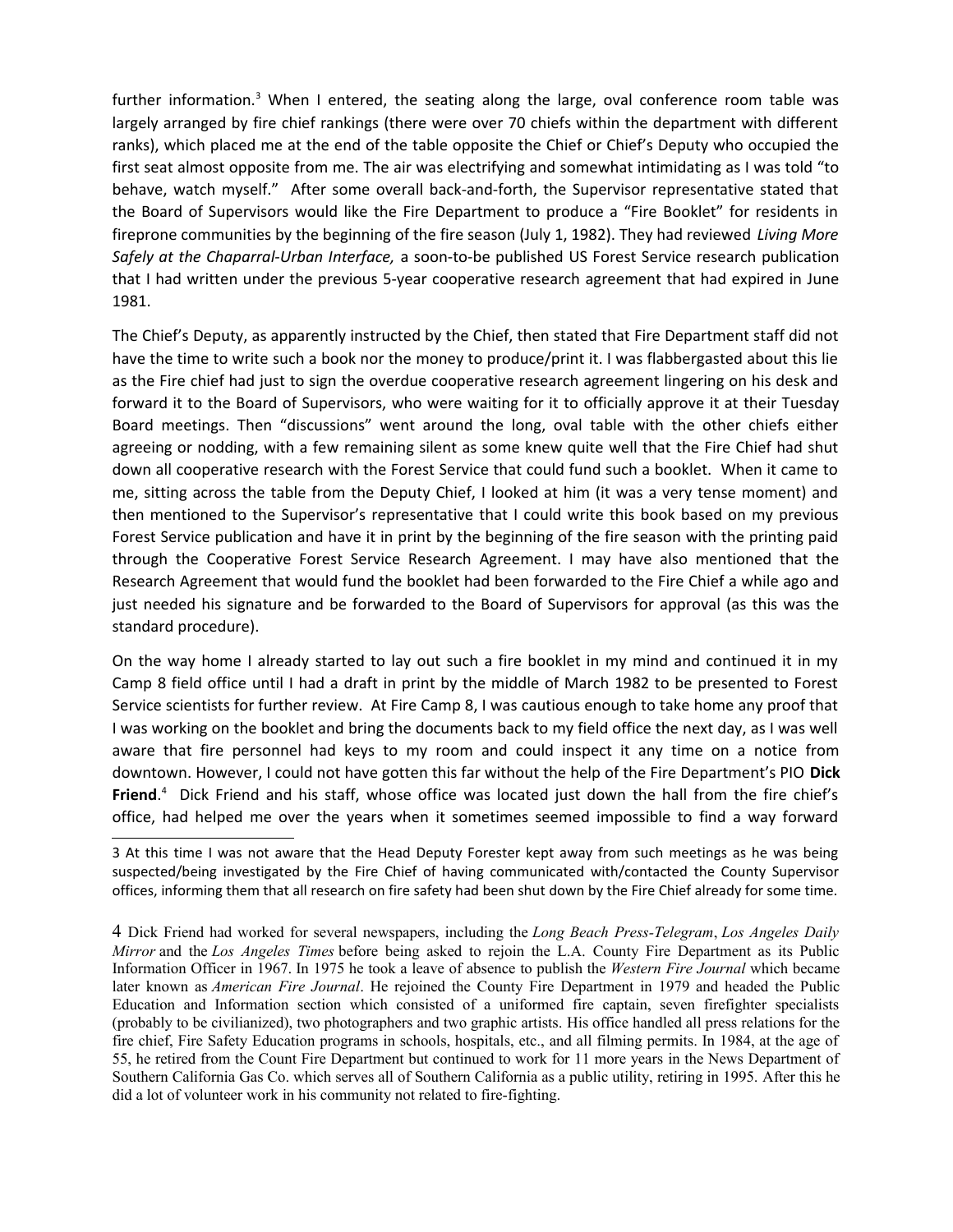further information.[3] When I entered, the seating along the large, oval conference room table was largely arranged by fire chief rankings (there were over 70 chiefs within the department with different ranks), which placed me at the end of the table opposite the Chief or Chief's Deputy who occupied the first seat almost opposite from me. The air was electrifying and somewhat intimidating as I was told "to behave, watch myself." After some overall back-and-forth, the Supervisor representative stated that the Board of Supervisors would like the Fire Department to produce a "Fire Booklet" for residents in fireprone communities by the beginning of the fire season (July 1, 1982). They had reviewed *Living More Safely at the Chaparral-Urban Interface,* a soon-to-be published US Forest Service research publication that I had written under the previous 5-year cooperative research agreement that had expired in June 1981.

The Chief's Deputy, as apparently instructed by the Chief, then stated that Fire Department staff did not have the time to write such a book nor the money to produce/print it. I was flabbergasted about this lie as the Fire chief had just to sign the overdue cooperative research agreement lingering on his desk and forward it to the Board of Supervisors, who were waiting for it to officially approve it at their Tuesday Board meetings. Then "discussions" went around the long, oval table with the other chiefs either agreeing or nodding, with a few remaining silent as some knew quite well that the Fire Chief had shut down all cooperative research with the Forest Service that could fund such a booklet. When it came to me, sitting across the table from the Deputy Chief, I looked at him (it was a very tense moment) and then mentioned to the Supervisor's representative that I could write this book based on my previous Forest Service publication and have it in print by the beginning of the fire season with the printing paid through the Cooperative Forest Service Research Agreement. I may have also mentioned that the Research Agreement that would fund the booklet had been forwarded to the Fire Chief a while ago and just needed his signature and be forwarded to the Board of Supervisors for approval (as this was the standard procedure).

On the way home I already started to lay out such a fire booklet in my mind and continued it in my Camp 8 field office until I had a draft in print by the middle of March 1982 to be presented to Forest Service scientists for further review. At Fire Camp 8, I was cautious enough to take home any proof that I was working on the booklet and bring the documents back to my field office the next day, as I was well aware that fire personnel had keys to my room and could inspect it any time on a notice from downtown. However, I could not have gotten this far without the help of the Fire Department's PIO **Dick Friend**.[4] Dick Friend and his staff, whose office was located just down the hall from the fire chief's office, had helped me over the years when it sometimes seemed impossible to find a way forward

---

3 At this time I was not aware that the Head Deputy Forester kept away from such meetings as he was being suspected/being investigated by the Fire Chief of having communicated with/contacted the County Supervisor offices, informing them that all research on fire safety had been shut down by the Fire Chief already for some time.

4 Dick Friend had worked for several newspapers, including the *Long Beach Press-Telegram*, *Los Angeles Daily Mirror* and the *Los Angeles Times* before being asked to rejoin the L.A. County Fire Department as its Public Information Officer in 1967. In 1975 he took a leave of absence to publish the *Western Fire Journal* which became later known as *American Fire Journal*. He rejoined the County Fire Department in 1979 and headed the Public Education and Information section which consisted of a uniformed fire captain, seven firefighter specialists (probably to be civilianized), two photographers and two graphic artists. His office handled all press relations for the fire chief, Fire Safety Education programs in schools, hospitals, etc., and all filming permits. In 1984, at the age of 55, he retired from the Count Fire Department but continued to work for 11 more years in the News Department of Southern California Gas Co. which serves all of Southern California as a public utility, retiring in 1995. After this he did a lot of volunteer work in his community not related to fire-fighting.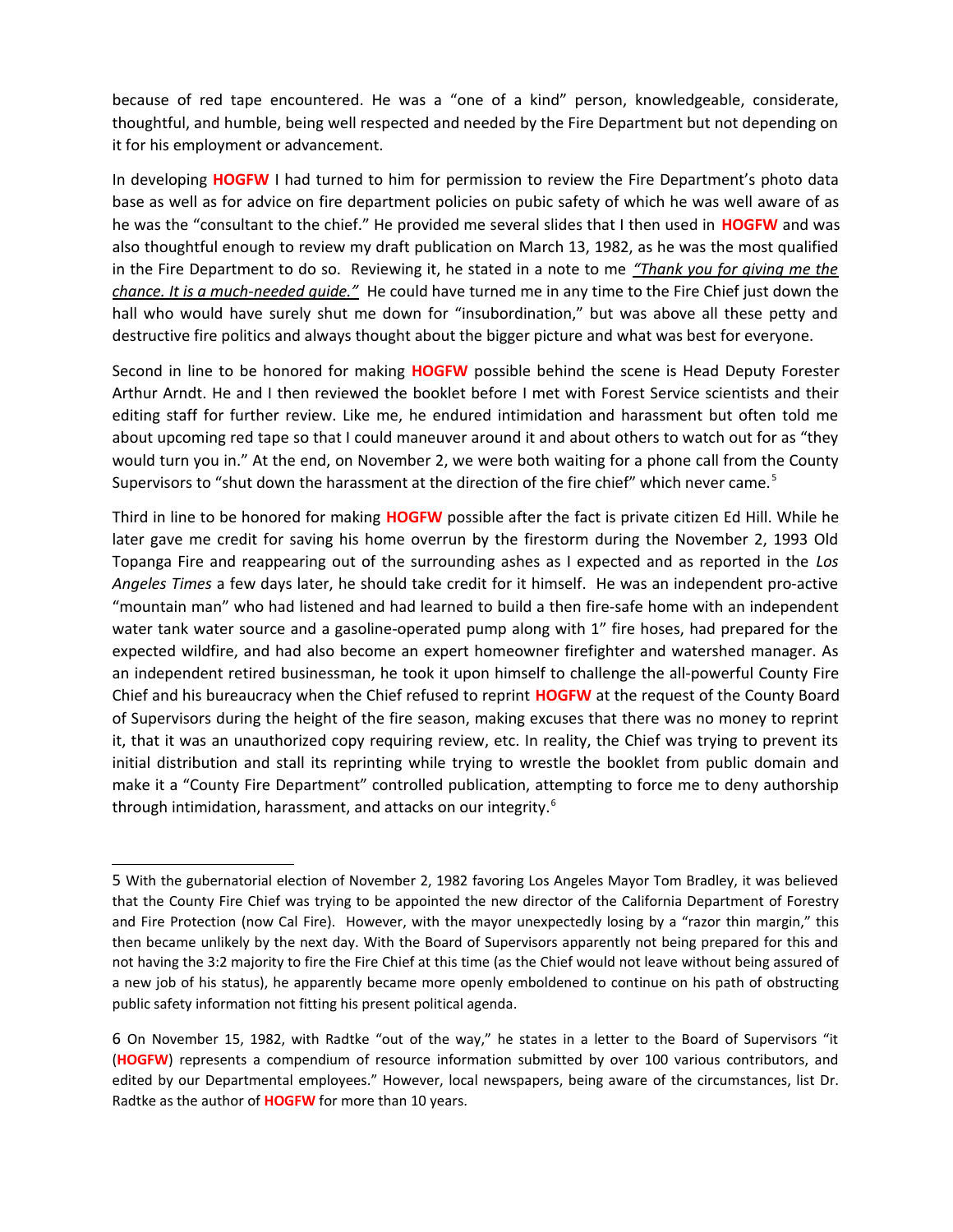because of red tape encountered. He was a "one of a kind" person, knowledgeable, considerate, thoughtful, and humble, being well respected and needed by the Fire Department but not depending on it for his employment or advancement.

In developing **HOGFW** I had turned to him for permission to review the Fire Department's photo data base as well as for advice on fire department policies on pubic safety of which he was well aware of as he was the "consultant to the chief." He provided me several slides that I then used in **HOGFW** and was also thoughtful enough to review my draft publication on March 13, 1982, as he was the most qualified in the Fire Department to do so. Reviewing it, he stated in a note to me *"Thank you for giving me the chance. It is a much-needed guide."* He could have turned me in any time to the Fire Chief just down the hall who would have surely shut me down for "insubordination," but was above all these petty and destructive fire politics and always thought about the bigger picture and what was best for everyone.

Second in line to be honored for making **HOGFW** possible behind the scene is Head Deputy Forester Arthur Arndt. He and I then reviewed the booklet before I met with Forest Service scientists and their editing staff for further review. Like me, he endured intimidation and harassment but often told me about upcoming red tape so that I could maneuver around it and about others to watch out for as "they would turn you in." At the end, on November 2, we were both waiting for a phone call from the County Supervisors to "shut down the harassment at the direction of the fire chief" which never came.[5]

Third in line to be honored for making **HOGFW** possible after the fact is private citizen Ed Hill. While he later gave me credit for saving his home overrun by the firestorm during the November 2, 1993 Old Topanga Fire and reappearing out of the surrounding ashes as I expected and as reported in the *Los Angeles Times* a few days later, he should take credit for it himself. He was an independent pro-active "mountain man" who had listened and had learned to build a then fire-safe home with an independent water tank water source and a gasoline-operated pump along with 1" fire hoses, had prepared for the expected wildfire, and had also become an expert homeowner firefighter and watershed manager. As an independent retired businessman, he took it upon himself to challenge the all-powerful County Fire Chief and his bureaucracy when the Chief refused to reprint **HOGFW** at the request of the County Board of Supervisors during the height of the fire season, making excuses that there was no money to reprint it, that it was an unauthorized copy requiring review, etc. In reality, the Chief was trying to prevent its initial distribution and stall its reprinting while trying to wrestle the booklet from public domain and make it a "County Fire Department" controlled publication, attempting to force me to deny authorship through intimidation, harassment, and attacks on our integrity.[6]

---

5 With the gubernatorial election of November 2, 1982 favoring Los Angeles Mayor Tom Bradley, it was believed that the County Fire Chief was trying to be appointed the new director of the California Department of Forestry and Fire Protection (now Cal Fire). However, with the mayor unexpectedly losing by a "razor thin margin," this then became unlikely by the next day. With the Board of Supervisors apparently not being prepared for this and not having the 3:2 majority to fire the Fire Chief at this time (as the Chief would not leave without being assured of a new job of his status), he apparently became more openly emboldened to continue on his path of obstructing public safety information not fitting his present political agenda.

6 On November 15, 1982, with Radtke "out of the way," he states in a letter to the Board of Supervisors "it (**HOGFW**) represents a compendium of resource information submitted by over 100 various contributors, and edited by our Departmental employees." However, local newspapers, being aware of the circumstances, list Dr. Radtke as the author of **HOGFW** for more than 10 years.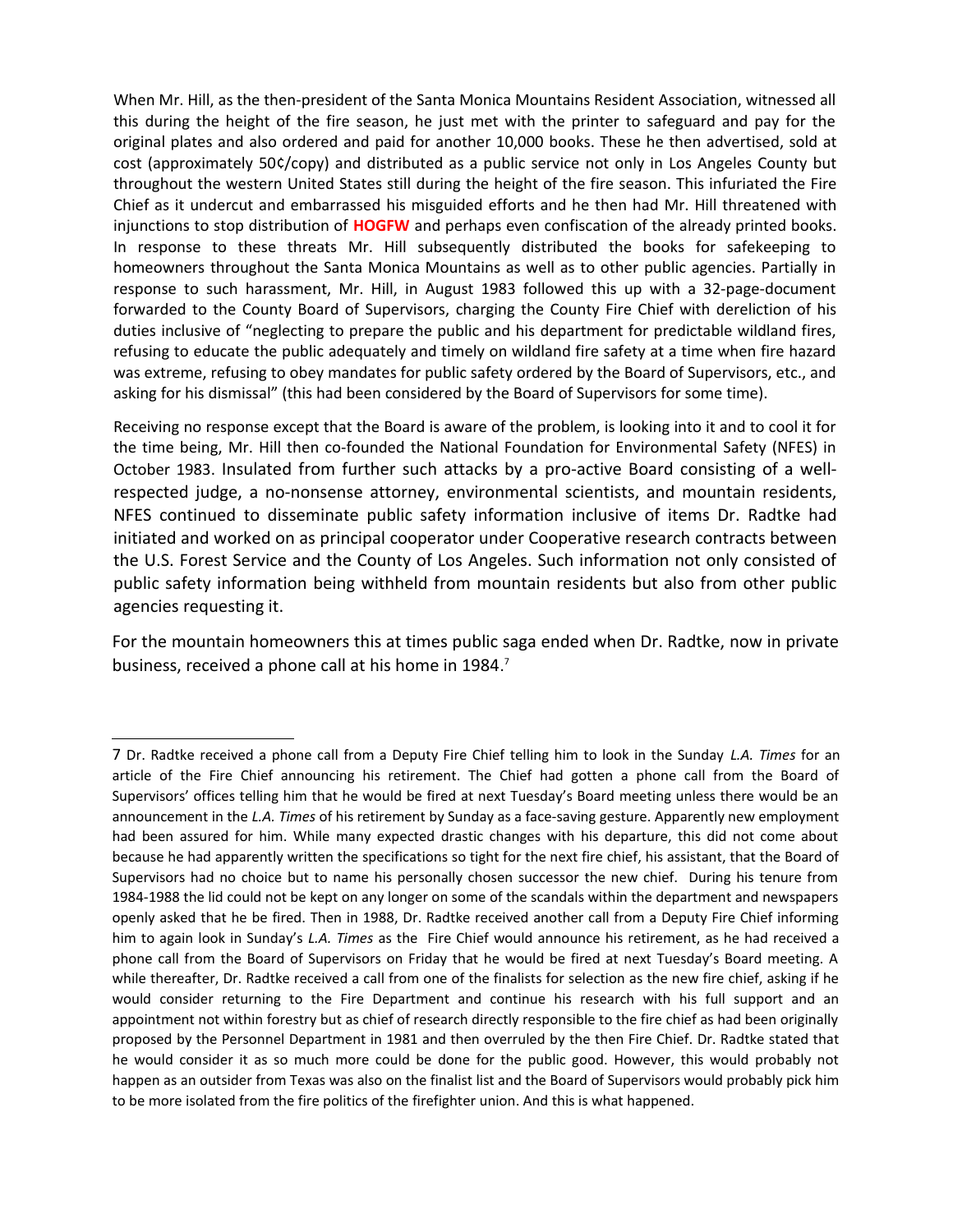When Mr. Hill, as the then-president of the Santa Monica Mountains Resident Association, witnessed all this during the height of the fire season, he just met with the printer to safeguard and pay for the original plates and also ordered and paid for another 10,000 books. These he then advertised, sold at cost (approximately 50¢/copy) and distributed as a public service not only in Los Angeles County but throughout the western United States still during the height of the fire season. This infuriated the Fire Chief as it undercut and embarrassed his misguided efforts and he then had Mr. Hill threatened with injunctions to stop distribution of **HOGFW** and perhaps even confiscation of the already printed books. In response to these threats Mr. Hill subsequently distributed the books for safekeeping to homeowners throughout the Santa Monica Mountains as well as to other public agencies. Partially in response to such harassment, Mr. Hill, in August 1983 followed this up with a 32-page-document forwarded to the County Board of Supervisors, charging the County Fire Chief with dereliction of his duties inclusive of "neglecting to prepare the public and his department for predictable wildland fires, refusing to educate the public adequately and timely on wildland fire safety at a time when fire hazard was extreme, refusing to obey mandates for public safety ordered by the Board of Supervisors, etc., and asking for his dismissal" (this had been considered by the Board of Supervisors for some time).

Receiving no response except that the Board is aware of the problem, is looking into it and to cool it for the time being, Mr. Hill then co-founded the National Foundation for Environmental Safety (NFES) in October 1983. Insulated from further such attacks by a pro-active Board consisting of a well-respected judge, a no-nonsense attorney, environmental scientists, and mountain residents, NFES continued to disseminate public safety information inclusive of items Dr. Radtke had initiated and worked on as principal cooperator under Cooperative research contracts between the U.S. Forest Service and the County of Los Angeles. Such information not only consisted of public safety information being withheld from mountain residents but also from other public agencies requesting it.

For the mountain homeowners this at times public saga ended when Dr. Radtke, now in private business, received a phone call at his home in 1984.[7]

---

7 Dr. Radtke received a phone call from a Deputy Fire Chief telling him to look in the Sunday *L.A. Times* for an article of the Fire Chief announcing his retirement. The Chief had gotten a phone call from the Board of Supervisors' offices telling him that he would be fired at next Tuesday's Board meeting unless there would be an announcement in the *L.A. Times* of his retirement by Sunday as a face-saving gesture. Apparently new employment had been assured for him. While many expected drastic changes with his departure, this did not come about because he had apparently written the specifications so tight for the next fire chief, his assistant, that the Board of Supervisors had no choice but to name his personally chosen successor the new chief. During his tenure from 1984-1988 the lid could not be kept on any longer on some of the scandals within the department and newspapers openly asked that he be fired. Then in 1988, Dr. Radtke received another call from a Deputy Fire Chief informing him to again look in Sunday's *L.A. Times* as the Fire Chief would announce his retirement, as he had received a phone call from the Board of Supervisors on Friday that he would be fired at next Tuesday's Board meeting. A while thereafter, Dr. Radtke received a call from one of the finalists for selection as the new fire chief, asking if he would consider returning to the Fire Department and continue his research with his full support and an appointment not within forestry but as chief of research directly responsible to the fire chief as had been originally proposed by the Personnel Department in 1981 and then overruled by the then Fire Chief. Dr. Radtke stated that he would consider it as so much more could be done for the public good. However, this would probably not happen as an outsider from Texas was also on the finalist list and the Board of Supervisors would probably pick him to be more isolated from the fire politics of the firefighter union. And this is what happened.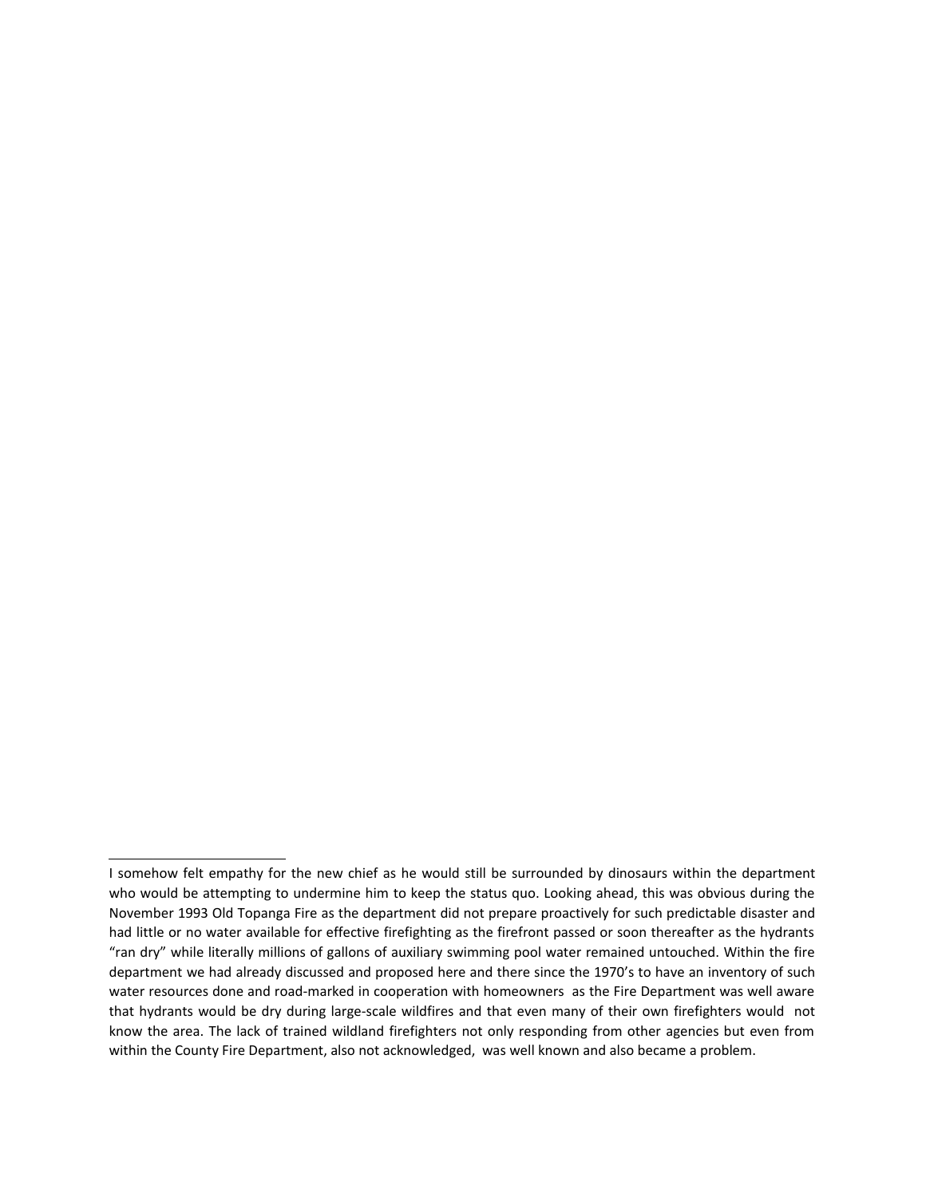I somehow felt empathy for the new chief as he would still be surrounded by dinosaurs within the department who would be attempting to undermine him to keep the status quo. Looking ahead, this was obvious during the November 1993 Old Topanga Fire as the department did not prepare proactively for such predictable disaster and had little or no water available for effective firefighting as the firefront passed or soon thereafter as the hydrants "ran dry" while literally millions of gallons of auxiliary swimming pool water remained untouched. Within the fire department we had already discussed and proposed here and there since the 1970's to have an inventory of such water resources done and road-marked in cooperation with homeowners as the Fire Department was well aware that hydrants would be dry during large-scale wildfires and that even many of their own firefighters would not know the area. The lack of trained wildland firefighters not only responding from other agencies but even from within the County Fire Department, also not acknowledged, was well known and also became a problem.